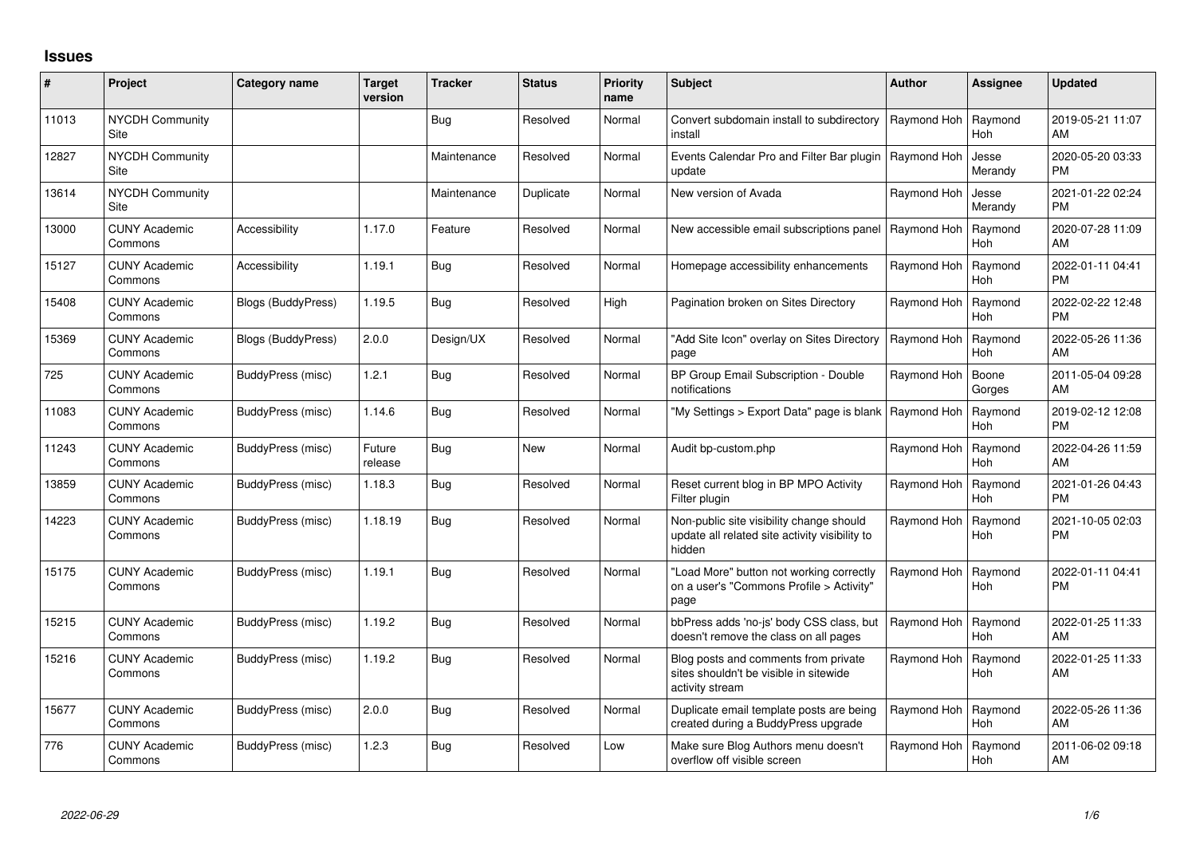# Issues

| # | Project | Category name | Target version | Tracker | Status | Priority name | Subject | Author | Assignee | Updated |
|---|---|---|---|---|---|---|---|---|---|---|
| 11013 | NYCDH Community Site | | | Bug | Resolved | Normal | Convert subdomain install to subdirectory install | Raymond Hoh | Raymond Hoh | 2019-05-21 11:07 AM |
| 12827 | NYCDH Community Site | | | Maintenance | Resolved | Normal | Events Calendar Pro and Filter Bar plugin update | Raymond Hoh | Jesse Merandy | 2020-05-20 03:33 PM |
| 13614 | NYCDH Community Site | | | Maintenance | Duplicate | Normal | New version of Avada | Raymond Hoh | Jesse Merandy | 2021-01-22 02:24 PM |
| 13000 | CUNY Academic Commons | Accessibility | 1.17.0 | Feature | Resolved | Normal | New accessible email subscriptions panel | Raymond Hoh | Raymond Hoh | 2020-07-28 11:09 AM |
| 15127 | CUNY Academic Commons | Accessibility | 1.19.1 | Bug | Resolved | Normal | Homepage accessibility enhancements | Raymond Hoh | Raymond Hoh | 2022-01-11 04:41 PM |
| 15408 | CUNY Academic Commons | Blogs (BuddyPress) | 1.19.5 | Bug | Resolved | High | Pagination broken on Sites Directory | Raymond Hoh | Raymond Hoh | 2022-02-22 12:48 PM |
| 15369 | CUNY Academic Commons | Blogs (BuddyPress) | 2.0.0 | Design/UX | Resolved | Normal | "Add Site Icon" overlay on Sites Directory page | Raymond Hoh | Raymond Hoh | 2022-05-26 11:36 AM |
| 725 | CUNY Academic Commons | BuddyPress (misc) | 1.2.1 | Bug | Resolved | Normal | BP Group Email Subscription - Double notifications | Raymond Hoh | Boone Gorges | 2011-05-04 09:28 AM |
| 11083 | CUNY Academic Commons | BuddyPress (misc) | 1.14.6 | Bug | Resolved | Normal | "My Settings > Export Data" page is blank | Raymond Hoh | Raymond Hoh | 2019-02-12 12:08 PM |
| 11243 | CUNY Academic Commons | BuddyPress (misc) | Future release | Bug | New | Normal | Audit bp-custom.php | Raymond Hoh | Raymond Hoh | 2022-04-26 11:59 AM |
| 13859 | CUNY Academic Commons | BuddyPress (misc) | 1.18.3 | Bug | Resolved | Normal | Reset current blog in BP MPO Activity Filter plugin | Raymond Hoh | Raymond Hoh | 2021-01-26 04:43 PM |
| 14223 | CUNY Academic Commons | BuddyPress (misc) | 1.18.19 | Bug | Resolved | Normal | Non-public site visibility change should update all related site activity visibility to hidden | Raymond Hoh | Raymond Hoh | 2021-10-05 02:03 PM |
| 15175 | CUNY Academic Commons | BuddyPress (misc) | 1.19.1 | Bug | Resolved | Normal | "Load More" button not working correctly on a user's "Commons Profile > Activity" page | Raymond Hoh | Raymond Hoh | 2022-01-11 04:41 PM |
| 15215 | CUNY Academic Commons | BuddyPress (misc) | 1.19.2 | Bug | Resolved | Normal | bbPress adds 'no-js' body CSS class, but doesn't remove the class on all pages | Raymond Hoh | Raymond Hoh | 2022-01-25 11:33 AM |
| 15216 | CUNY Academic Commons | BuddyPress (misc) | 1.19.2 | Bug | Resolved | Normal | Blog posts and comments from private sites shouldn't be visible in sitewide activity stream | Raymond Hoh | Raymond Hoh | 2022-01-25 11:33 AM |
| 15677 | CUNY Academic Commons | BuddyPress (misc) | 2.0.0 | Bug | Resolved | Normal | Duplicate email template posts are being created during a BuddyPress upgrade | Raymond Hoh | Raymond Hoh | 2022-05-26 11:36 AM |
| 776 | CUNY Academic Commons | BuddyPress (misc) | 1.2.3 | Bug | Resolved | Low | Make sure Blog Authors menu doesn't overflow off visible screen | Raymond Hoh | Raymond Hoh | 2011-06-02 09:18 AM |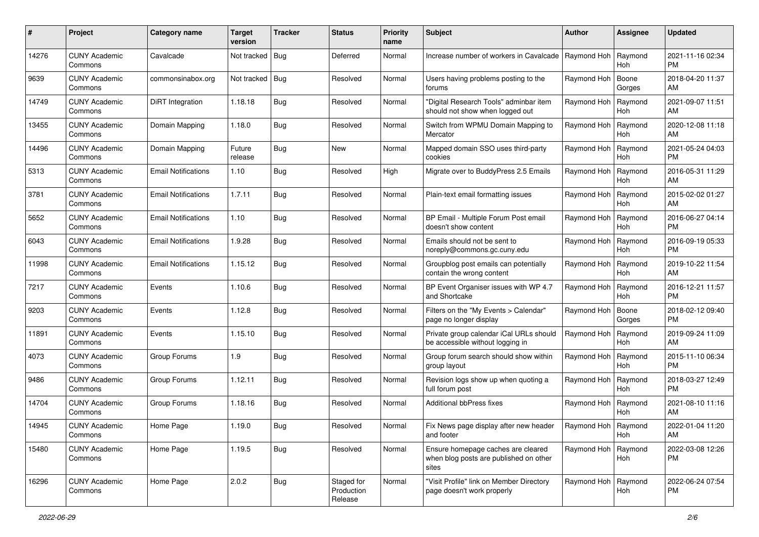| # | Project | Category name | Target version | Tracker | Status | Priority name | Subject | Author | Assignee | Updated |
|---|---|---|---|---|---|---|---|---|---|---|
| 14276 | CUNY Academic Commons | Cavalcade | Not tracked | Bug | Deferred | Normal | Increase number of workers in Cavalcade | Raymond Hoh | Raymond Hoh | 2021-11-16 02:34 PM |
| 9639 | CUNY Academic Commons | commonsinabox.org | Not tracked | Bug | Resolved | Normal | Users having problems posting to the forums | Raymond Hoh | Boone Gorges | 2018-04-20 11:37 AM |
| 14749 | CUNY Academic Commons | DiRT Integration | 1.18.18 | Bug | Resolved | Normal | "Digital Research Tools" adminbar item should not show when logged out | Raymond Hoh | Raymond Hoh | 2021-09-07 11:51 AM |
| 13455 | CUNY Academic Commons | Domain Mapping | 1.18.0 | Bug | Resolved | Normal | Switch from WPMU Domain Mapping to Mercator | Raymond Hoh | Raymond Hoh | 2020-12-08 11:18 AM |
| 14496 | CUNY Academic Commons | Domain Mapping | Future release | Bug | New | Normal | Mapped domain SSO uses third-party cookies | Raymond Hoh | Raymond Hoh | 2021-05-24 04:03 PM |
| 5313 | CUNY Academic Commons | Email Notifications | 1.10 | Bug | Resolved | High | Migrate over to BuddyPress 2.5 Emails | Raymond Hoh | Raymond Hoh | 2016-05-31 11:29 AM |
| 3781 | CUNY Academic Commons | Email Notifications | 1.7.11 | Bug | Resolved | Normal | Plain-text email formatting issues | Raymond Hoh | Raymond Hoh | 2015-02-02 01:27 AM |
| 5652 | CUNY Academic Commons | Email Notifications | 1.10 | Bug | Resolved | Normal | BP Email - Multiple Forum Post email doesn't show content | Raymond Hoh | Raymond Hoh | 2016-06-27 04:14 PM |
| 6043 | CUNY Academic Commons | Email Notifications | 1.9.28 | Bug | Resolved | Normal | Emails should not be sent to noreply@commons.gc.cuny.edu | Raymond Hoh | Raymond Hoh | 2016-09-19 05:33 PM |
| 11998 | CUNY Academic Commons | Email Notifications | 1.15.12 | Bug | Resolved | Normal | Groupblog post emails can potentially contain the wrong content | Raymond Hoh | Raymond Hoh | 2019-10-22 11:54 AM |
| 7217 | CUNY Academic Commons | Events | 1.10.6 | Bug | Resolved | Normal | BP Event Organiser issues with WP 4.7 and Shortcake | Raymond Hoh | Raymond Hoh | 2016-12-21 11:57 PM |
| 9203 | CUNY Academic Commons | Events | 1.12.8 | Bug | Resolved | Normal | Filters on the "My Events > Calendar" page no longer display | Raymond Hoh | Boone Gorges | 2018-02-12 09:40 PM |
| 11891 | CUNY Academic Commons | Events | 1.15.10 | Bug | Resolved | Normal | Private group calendar iCal URLs should be accessible without logging in | Raymond Hoh | Raymond Hoh | 2019-09-24 11:09 AM |
| 4073 | CUNY Academic Commons | Group Forums | 1.9 | Bug | Resolved | Normal | Group forum search should show within group layout | Raymond Hoh | Raymond Hoh | 2015-11-10 06:34 PM |
| 9486 | CUNY Academic Commons | Group Forums | 1.12.11 | Bug | Resolved | Normal | Revision logs show up when quoting a full forum post | Raymond Hoh | Raymond Hoh | 2018-03-27 12:49 PM |
| 14704 | CUNY Academic Commons | Group Forums | 1.18.16 | Bug | Resolved | Normal | Additional bbPress fixes | Raymond Hoh | Raymond Hoh | 2021-08-10 11:16 AM |
| 14945 | CUNY Academic Commons | Home Page | 1.19.0 | Bug | Resolved | Normal | Fix News page display after new header and footer | Raymond Hoh | Raymond Hoh | 2022-01-04 11:20 AM |
| 15480 | CUNY Academic Commons | Home Page | 1.19.5 | Bug | Resolved | Normal | Ensure homepage caches are cleared when blog posts are published on other sites | Raymond Hoh | Raymond Hoh | 2022-03-08 12:26 PM |
| 16296 | CUNY Academic Commons | Home Page | 2.0.2 | Bug | Staged for Production Release | Normal | "Visit Profile" link on Member Directory page doesn't work properly | Raymond Hoh | Raymond Hoh | 2022-06-24 07:54 PM |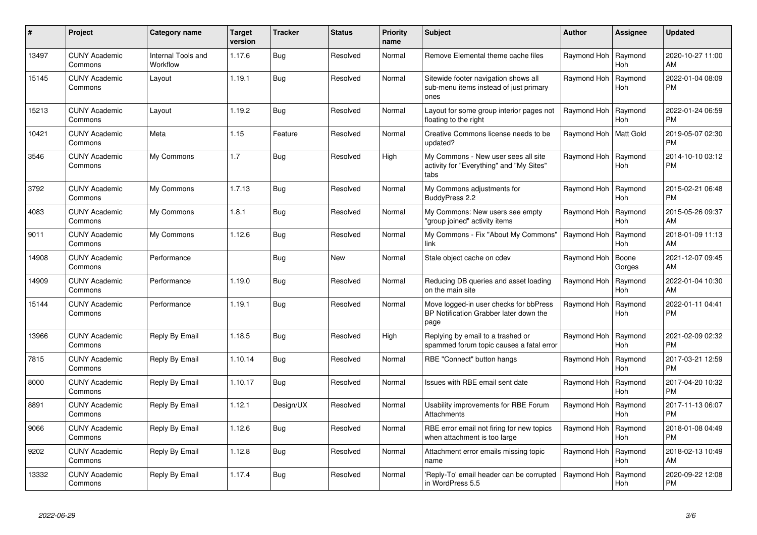| # | Project | Category name | Target version | Tracker | Status | Priority name | Subject | Author | Assignee | Updated |
|---|---|---|---|---|---|---|---|---|---|---|
| 13497 | CUNY Academic Commons | Internal Tools and Workflow | 1.17.6 | Bug | Resolved | Normal | Remove Elemental theme cache files | Raymond Hoh | Raymond Hoh | 2020-10-27 11:00 AM |
| 15145 | CUNY Academic Commons | Layout | 1.19.1 | Bug | Resolved | Normal | Sitewide footer navigation shows all sub-menu items instead of just primary ones | Raymond Hoh | Raymond Hoh | 2022-01-04 08:09 PM |
| 15213 | CUNY Academic Commons | Layout | 1.19.2 | Bug | Resolved | Normal | Layout for some group interior pages not floating to the right | Raymond Hoh | Raymond Hoh | 2022-01-24 06:59 PM |
| 10421 | CUNY Academic Commons | Meta | 1.15 | Feature | Resolved | Normal | Creative Commons license needs to be updated? | Raymond Hoh | Matt Gold | 2019-05-07 02:30 PM |
| 3546 | CUNY Academic Commons | My Commons | 1.7 | Bug | Resolved | High | My Commons - New user sees all site activity for "Everything" and "My Sites" tabs | Raymond Hoh | Raymond Hoh | 2014-10-10 03:12 PM |
| 3792 | CUNY Academic Commons | My Commons | 1.7.13 | Bug | Resolved | Normal | My Commons adjustments for BuddyPress 2.2 | Raymond Hoh | Raymond Hoh | 2015-02-21 06:48 PM |
| 4083 | CUNY Academic Commons | My Commons | 1.8.1 | Bug | Resolved | Normal | My Commons: New users see empty "group joined" activity items | Raymond Hoh | Raymond Hoh | 2015-05-26 09:37 AM |
| 9011 | CUNY Academic Commons | My Commons | 1.12.6 | Bug | Resolved | Normal | My Commons - Fix "About My Commons" link | Raymond Hoh | Raymond Hoh | 2018-01-09 11:13 AM |
| 14908 | CUNY Academic Commons | Performance | | Bug | New | Normal | Stale object cache on cdev | Raymond Hoh | Boone Gorges | 2021-12-07 09:45 AM |
| 14909 | CUNY Academic Commons | Performance | 1.19.0 | Bug | Resolved | Normal | Reducing DB queries and asset loading on the main site | Raymond Hoh | Raymond Hoh | 2022-01-04 10:30 AM |
| 15144 | CUNY Academic Commons | Performance | 1.19.1 | Bug | Resolved | Normal | Move logged-in user checks for bbPress BP Notification Grabber later down the page | Raymond Hoh | Raymond Hoh | 2022-01-11 04:41 PM |
| 13966 | CUNY Academic Commons | Reply By Email | 1.18.5 | Bug | Resolved | High | Replying by email to a trashed or spammed forum topic causes a fatal error | Raymond Hoh | Raymond Hoh | 2021-02-09 02:32 PM |
| 7815 | CUNY Academic Commons | Reply By Email | 1.10.14 | Bug | Resolved | Normal | RBE "Connect" button hangs | Raymond Hoh | Raymond Hoh | 2017-03-21 12:59 PM |
| 8000 | CUNY Academic Commons | Reply By Email | 1.10.17 | Bug | Resolved | Normal | Issues with RBE email sent date | Raymond Hoh | Raymond Hoh | 2017-04-20 10:32 PM |
| 8891 | CUNY Academic Commons | Reply By Email | 1.12.1 | Design/UX | Resolved | Normal | Usability improvements for RBE Forum Attachments | Raymond Hoh | Raymond Hoh | 2017-11-13 06:07 PM |
| 9066 | CUNY Academic Commons | Reply By Email | 1.12.6 | Bug | Resolved | Normal | RBE error email not firing for new topics when attachment is too large | Raymond Hoh | Raymond Hoh | 2018-01-08 04:49 PM |
| 9202 | CUNY Academic Commons | Reply By Email | 1.12.8 | Bug | Resolved | Normal | Attachment error emails missing topic name | Raymond Hoh | Raymond Hoh | 2018-02-13 10:49 AM |
| 13332 | CUNY Academic Commons | Reply By Email | 1.17.4 | Bug | Resolved | Normal | 'Reply-To' email header can be corrupted in WordPress 5.5 | Raymond Hoh | Raymond Hoh | 2020-09-22 12:08 PM |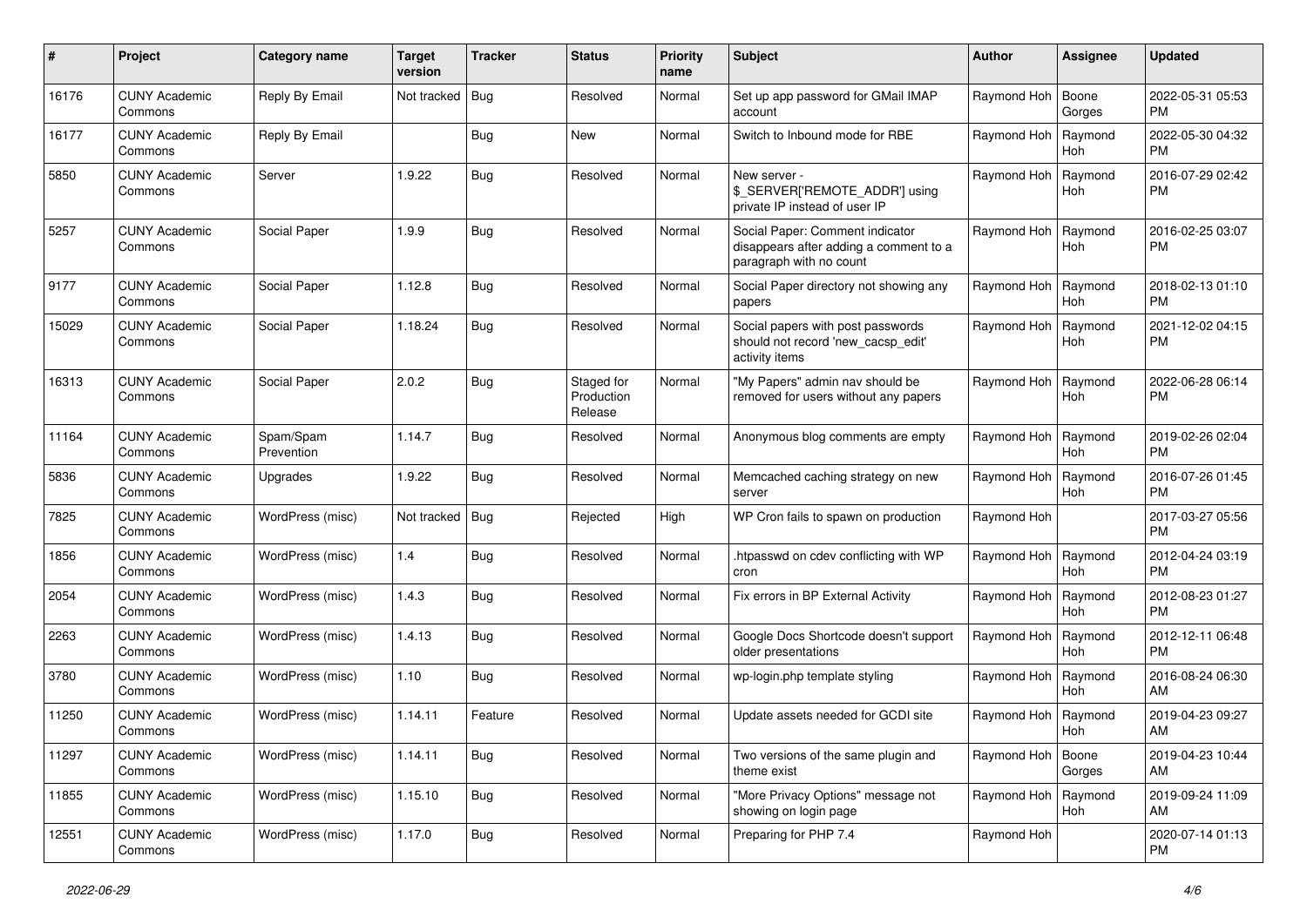| # | Project | Category name | Target version | Tracker | Status | Priority name | Subject | Author | Assignee | Updated |
|---|---|---|---|---|---|---|---|---|---|---|
| 16176 | CUNY Academic Commons | Reply By Email | Not tracked | Bug | Resolved | Normal | Set up app password for GMail IMAP account | Raymond Hoh | Boone Gorges | 2022-05-31 05:53 PM |
| 16177 | CUNY Academic Commons | Reply By Email | | Bug | New | Normal | Switch to Inbound mode for RBE | Raymond Hoh | Raymond Hoh | 2022-05-30 04:32 PM |
| 5850 | CUNY Academic Commons | Server | 1.9.22 | Bug | Resolved | Normal | New server - $_SERVER['REMOTE_ADDR'] using private IP instead of user IP | Raymond Hoh | Raymond Hoh | 2016-07-29 02:42 PM |
| 5257 | CUNY Academic Commons | Social Paper | 1.9.9 | Bug | Resolved | Normal | Social Paper: Comment indicator disappears after adding a comment to a paragraph with no count | Raymond Hoh | Raymond Hoh | 2016-02-25 03:07 PM |
| 9177 | CUNY Academic Commons | Social Paper | 1.12.8 | Bug | Resolved | Normal | Social Paper directory not showing any papers | Raymond Hoh | Raymond Hoh | 2018-02-13 01:10 PM |
| 15029 | CUNY Academic Commons | Social Paper | 1.18.24 | Bug | Resolved | Normal | Social papers with post passwords should not record 'new_cacsp_edit' activity items | Raymond Hoh | Raymond Hoh | 2021-12-02 04:15 PM |
| 16313 | CUNY Academic Commons | Social Paper | 2.0.2 | Bug | Staged for Production Release | Normal | "My Papers" admin nav should be removed for users without any papers | Raymond Hoh | Raymond Hoh | 2022-06-28 06:14 PM |
| 11164 | CUNY Academic Commons | Spam/Spam Prevention | 1.14.7 | Bug | Resolved | Normal | Anonymous blog comments are empty | Raymond Hoh | Raymond Hoh | 2019-02-26 02:04 PM |
| 5836 | CUNY Academic Commons | Upgrades | 1.9.22 | Bug | Resolved | Normal | Memcached caching strategy on new server | Raymond Hoh | Raymond Hoh | 2016-07-26 01:45 PM |
| 7825 | CUNY Academic Commons | WordPress (misc) | Not tracked | Bug | Rejected | High | WP Cron fails to spawn on production | Raymond Hoh | | 2017-03-27 05:56 PM |
| 1856 | CUNY Academic Commons | WordPress (misc) | 1.4 | Bug | Resolved | Normal | .htpasswd on cdev conflicting with WP cron | Raymond Hoh | Raymond Hoh | 2012-04-24 03:19 PM |
| 2054 | CUNY Academic Commons | WordPress (misc) | 1.4.3 | Bug | Resolved | Normal | Fix errors in BP External Activity | Raymond Hoh | Raymond Hoh | 2012-08-23 01:27 PM |
| 2263 | CUNY Academic Commons | WordPress (misc) | 1.4.13 | Bug | Resolved | Normal | Google Docs Shortcode doesn't support older presentations | Raymond Hoh | Raymond Hoh | 2012-12-11 06:48 PM |
| 3780 | CUNY Academic Commons | WordPress (misc) | 1.10 | Bug | Resolved | Normal | wp-login.php template styling | Raymond Hoh | Raymond Hoh | 2016-08-24 06:30 AM |
| 11250 | CUNY Academic Commons | WordPress (misc) | 1.14.11 | Feature | Resolved | Normal | Update assets needed for GCDI site | Raymond Hoh | Raymond Hoh | 2019-04-23 09:27 AM |
| 11297 | CUNY Academic Commons | WordPress (misc) | 1.14.11 | Bug | Resolved | Normal | Two versions of the same plugin and theme exist | Raymond Hoh | Boone Gorges | 2019-04-23 10:44 AM |
| 11855 | CUNY Academic Commons | WordPress (misc) | 1.15.10 | Bug | Resolved | Normal | "More Privacy Options" message not showing on login page | Raymond Hoh | Raymond Hoh | 2019-09-24 11:09 AM |
| 12551 | CUNY Academic Commons | WordPress (misc) | 1.17.0 | Bug | Resolved | Normal | Preparing for PHP 7.4 | Raymond Hoh | | 2020-07-14 01:13 PM |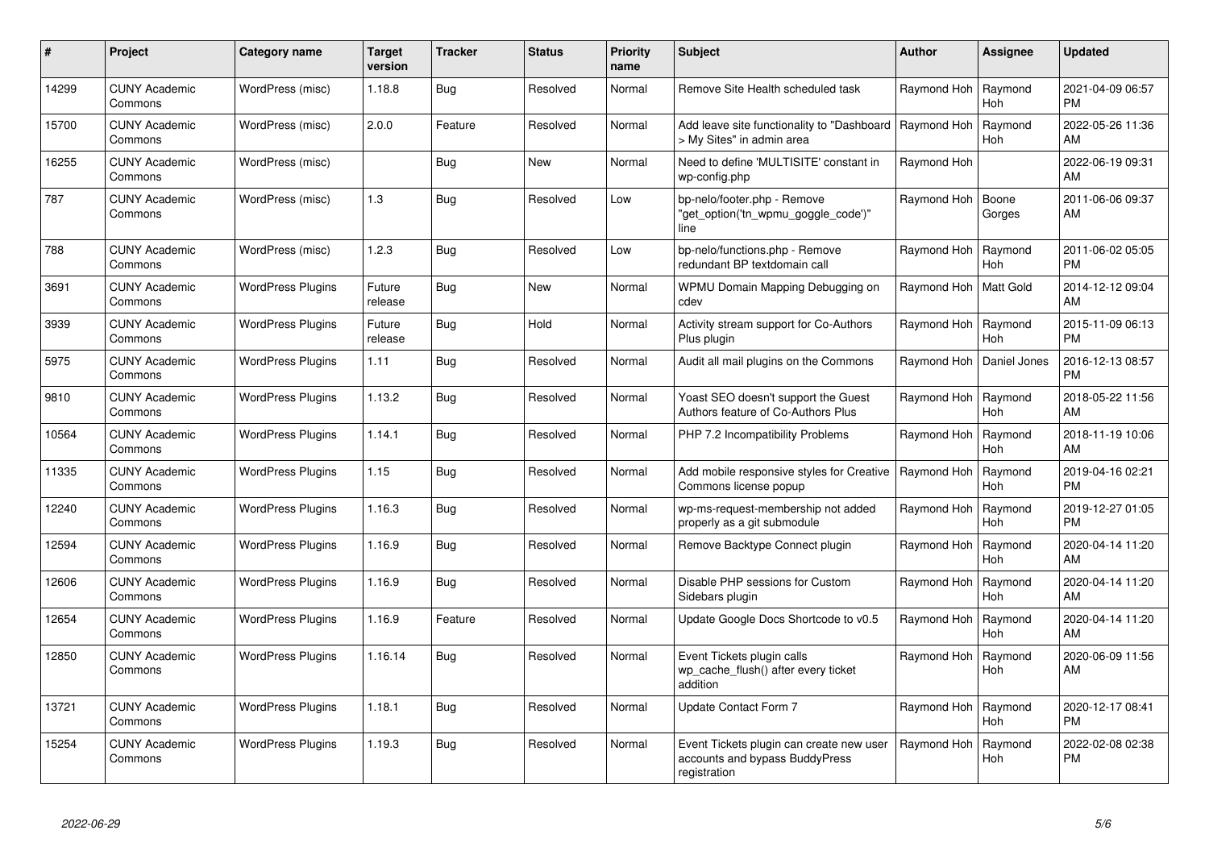| # | Project | Category name | Target version | Tracker | Status | Priority name | Subject | Author | Assignee | Updated |
|---|---|---|---|---|---|---|---|---|---|---|
| 14299 | CUNY Academic Commons | WordPress (misc) | 1.18.8 | Bug | Resolved | Normal | Remove Site Health scheduled task | Raymond Hoh | Raymond Hoh | 2021-04-09 06:57 PM |
| 15700 | CUNY Academic Commons | WordPress (misc) | 2.0.0 | Feature | Resolved | Normal | Add leave site functionality to "Dashboard > My Sites" in admin area | Raymond Hoh | Raymond Hoh | 2022-05-26 11:36 AM |
| 16255 | CUNY Academic Commons | WordPress (misc) | | Bug | New | Normal | Need to define 'MULTISITE' constant in wp-config.php | Raymond Hoh | | 2022-06-19 09:31 AM |
| 787 | CUNY Academic Commons | WordPress (misc) | 1.3 | Bug | Resolved | Low | bp-nelo/footer.php - Remove "get_option('tn_wpmu_goggle_code')" line | Raymond Hoh | Boone Gorges | 2011-06-06 09:37 AM |
| 788 | CUNY Academic Commons | WordPress (misc) | 1.2.3 | Bug | Resolved | Low | bp-nelo/functions.php - Remove redundant BP textdomain call | Raymond Hoh | Raymond Hoh | 2011-06-02 05:05 PM |
| 3691 | CUNY Academic Commons | WordPress Plugins | Future release | Bug | New | Normal | WPMU Domain Mapping Debugging on cdev | Raymond Hoh | Matt Gold | 2014-12-12 09:04 AM |
| 3939 | CUNY Academic Commons | WordPress Plugins | Future release | Bug | Hold | Normal | Activity stream support for Co-Authors Plus plugin | Raymond Hoh | Raymond Hoh | 2015-11-09 06:13 PM |
| 5975 | CUNY Academic Commons | WordPress Plugins | 1.11 | Bug | Resolved | Normal | Audit all mail plugins on the Commons | Raymond Hoh | Daniel Jones | 2016-12-13 08:57 PM |
| 9810 | CUNY Academic Commons | WordPress Plugins | 1.13.2 | Bug | Resolved | Normal | Yoast SEO doesn't support the Guest Authors feature of Co-Authors Plus | Raymond Hoh | Raymond Hoh | 2018-05-22 11:56 AM |
| 10564 | CUNY Academic Commons | WordPress Plugins | 1.14.1 | Bug | Resolved | Normal | PHP 7.2 Incompatibility Problems | Raymond Hoh | Raymond Hoh | 2018-11-19 10:06 AM |
| 11335 | CUNY Academic Commons | WordPress Plugins | 1.15 | Bug | Resolved | Normal | Add mobile responsive styles for Creative Commons license popup | Raymond Hoh | Raymond Hoh | 2019-04-16 02:21 PM |
| 12240 | CUNY Academic Commons | WordPress Plugins | 1.16.3 | Bug | Resolved | Normal | wp-ms-request-membership not added properly as a git submodule | Raymond Hoh | Raymond Hoh | 2019-12-27 01:05 PM |
| 12594 | CUNY Academic Commons | WordPress Plugins | 1.16.9 | Bug | Resolved | Normal | Remove Backtype Connect plugin | Raymond Hoh | Raymond Hoh | 2020-04-14 11:20 AM |
| 12606 | CUNY Academic Commons | WordPress Plugins | 1.16.9 | Bug | Resolved | Normal | Disable PHP sessions for Custom Sidebars plugin | Raymond Hoh | Raymond Hoh | 2020-04-14 11:20 AM |
| 12654 | CUNY Academic Commons | WordPress Plugins | 1.16.9 | Feature | Resolved | Normal | Update Google Docs Shortcode to v0.5 | Raymond Hoh | Raymond Hoh | 2020-04-14 11:20 AM |
| 12850 | CUNY Academic Commons | WordPress Plugins | 1.16.14 | Bug | Resolved | Normal | Event Tickets plugin calls wp_cache_flush() after every ticket addition | Raymond Hoh | Raymond Hoh | 2020-06-09 11:56 AM |
| 13721 | CUNY Academic Commons | WordPress Plugins | 1.18.1 | Bug | Resolved | Normal | Update Contact Form 7 | Raymond Hoh | Raymond Hoh | 2020-12-17 08:41 PM |
| 15254 | CUNY Academic Commons | WordPress Plugins | 1.19.3 | Bug | Resolved | Normal | Event Tickets plugin can create new user accounts and bypass BuddyPress registration | Raymond Hoh | Raymond Hoh | 2022-02-08 02:38 PM |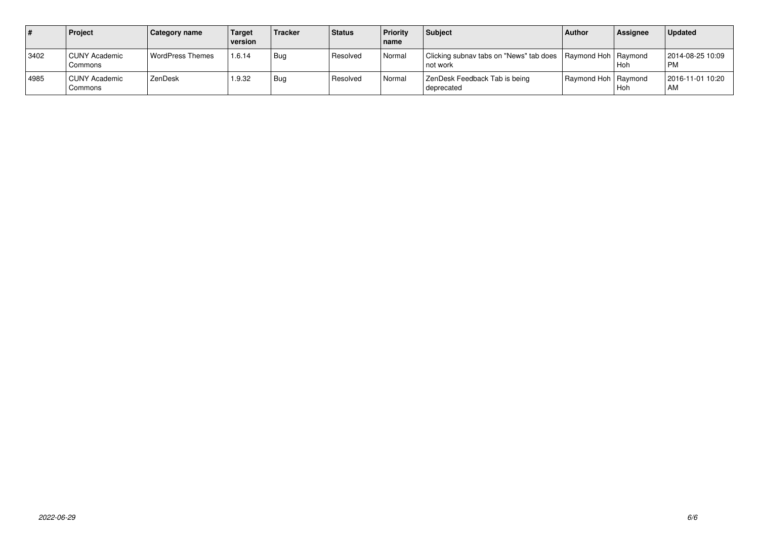| # | Project | Category name | Target version | Tracker | Status | Priority name | Subject | Author | Assignee | Updated |
|---|---|---|---|---|---|---|---|---|---|---|
| 3402 | CUNY Academic Commons | WordPress Themes | 1.6.14 | Bug | Resolved | Normal | Clicking subnav tabs on "News" tab does not work | Raymond Hoh | Raymond Hoh | 2014-08-25 10:09 PM |
| 4985 | CUNY Academic Commons | ZenDesk | 1.9.32 | Bug | Resolved | Normal | ZenDesk Feedback Tab is being deprecated | Raymond Hoh | Raymond Hoh | 2016-11-01 10:20 AM |